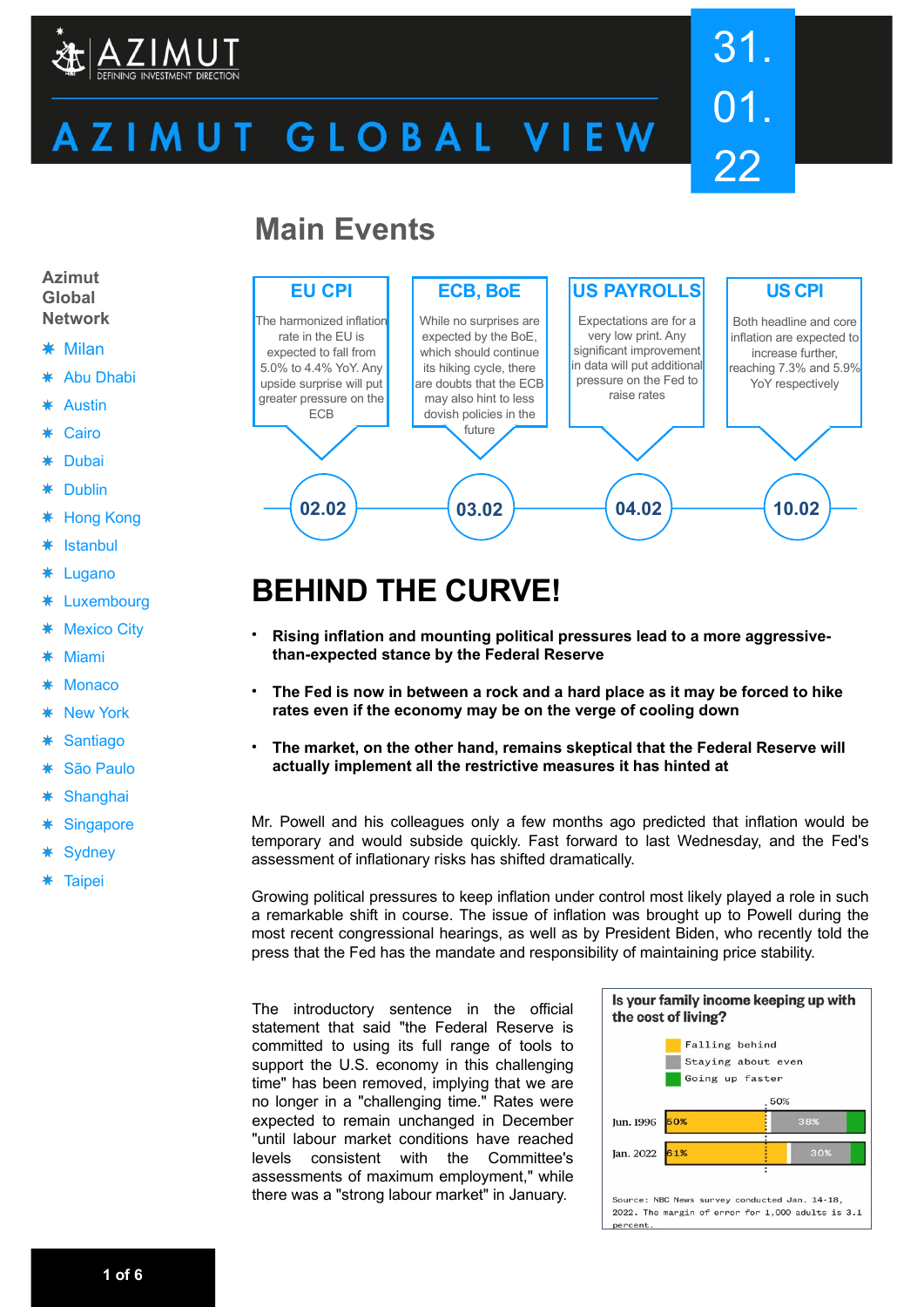AZIMUT
DEFINING INVESTMENT DIRECTION

# AZIMUT GLOBAL VIEW

31.01.22

**Azimut Global Network**

- Milan
- Abu Dhabi
- Austin
- Cairo
- Dubai
- Dublin
- Hong Kong
- Istanbul
- Lugano
- Luxembourg
- Mexico City
- Miami
- Monaco
- New York
- Santiago
- São Paulo
- Shanghai
- Singapore
- Sydney
- Taipei

## Main Events

**EU CPI** (02.02)
The harmonized inflation rate in the EU is expected to fall from 5.0% to 4.4% YoY. Any upside surprise will put greater pressure on the ECB

**ECB, BoE** (03.02)
While no surprises are expected by the BoE, which should continue its hiking cycle, there are doubts that the ECB may also hint to less dovish policies in the future

**US PAYROLLS** (04.02)
Expectations are for a very low print. Any significant improvement in data will put additional pressure on the Fed to raise rates

**US CPI** (10.02)
Both headline and core inflation are expected to increase further, reaching 7.3% and 5.9% YoY respectively

# BEHIND THE CURVE!

- **Rising inflation and mounting political pressures lead to a more aggressive-than-expected stance by the Federal Reserve**
- **The Fed is now in between a rock and a hard place as it may be forced to hike rates even if the economy may be on the verge of cooling down**
- **The market, on the other hand, remains skeptical that the Federal Reserve will actually implement all the restrictive measures it has hinted at**

Mr. Powell and his colleagues only a few months ago predicted that inflation would be temporary and would subside quickly. Fast forward to last Wednesday, and the Fed's assessment of inflationary risks has shifted dramatically.

Growing political pressures to keep inflation under control most likely played a role in such a remarkable shift in course. The issue of inflation was brought up to Powell during the most recent congressional hearings, as well as by President Biden, who recently told the press that the Fed has the mandate and responsibility of maintaining price stability.

The introductory sentence in the official statement that said "the Federal Reserve is committed to using its full range of tools to support the U.S. economy in this challenging time" has been removed, implying that we are no longer in a "challenging time." Rates were expected to remain unchanged in December "until labour market conditions have reached levels consistent with the Committee's assessments of maximum employment," while there was a "strong labour market" in January.

**Is your family income keeping up with the cost of living?**

| | Falling behind | Staying about even | Going up faster |
|---|---|---|---|
| Jun. 1996 | 50% | 38% | |
| Jan. 2022 | 61% | 30% | |

Source: NBC News survey conducted Jan. 14-18, 2022. The margin of error for 1,000 adults is 3.1 percent.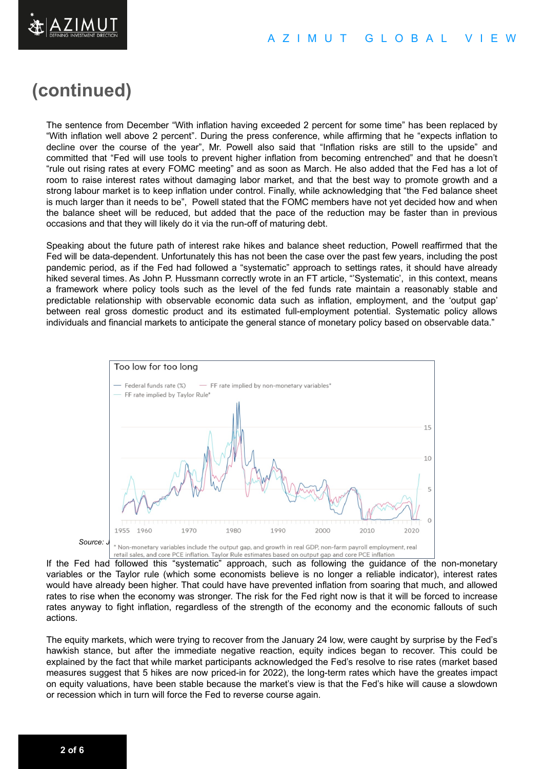# (continued)

The sentence from December "With inflation having exceeded 2 percent for some time" has been replaced by "With inflation well above 2 percent". During the press conference, while affirming that he "expects inflation to decline over the course of the year", Mr. Powell also said that "Inflation risks are still to the upside" and committed that "Fed will use tools to prevent higher inflation from becoming entrenched" and that he doesn't "rule out rising rates at every FOMC meeting" and as soon as March. He also added that the Fed has a lot of room to raise interest rates without damaging labor market, and that the best way to promote growth and a strong labour market is to keep inflation under control. Finally, while acknowledging that "the Fed balance sheet is much larger than it needs to be", Powell stated that the FOMC members have not yet decided how and when the balance sheet will be reduced, but added that the pace of the reduction may be faster than in previous occasions and that they will likely do it via the run-off of maturing debt.

Speaking about the future path of interest rake hikes and balance sheet reduction, Powell reaffirmed that the Fed will be data-dependent. Unfortunately this has not been the case over the past few years, including the post pandemic period, as if the Fed had followed a "systematic" approach to settings rates, it should have already hiked several times. As John P. Hussmann correctly wrote in an FT article, "'Systematic', in this context, means a framework where policy tools such as the level of the fed funds rate maintain a reasonably stable and predictable relationship with observable economic data such as inflation, employment, and the 'output gap' between real gross domestic product and its estimated full-employment potential. Systematic policy allows individuals and financial markets to anticipate the general stance of monetary policy based on observable data."

Too low for too long

— Federal funds rate (%) — FF rate implied by non-monetary variables* — FF rate implied by Taylor Rule*

\* Non-monetary variables include the output gap, and growth in real GDP, non-farm payroll employment, real retail sales, and core PCE inflation. Taylor Rule estimates based on output gap and core PCE inflation

Source: J

If the Fed had followed this "systematic" approach, such as following the guidance of the non-monetary variables or the Taylor rule (which some economists believe is no longer a reliable indicator), interest rates would have already been higher. That could have have prevented inflation from soaring that much, and allowed rates to rise when the economy was stronger. The risk for the Fed right now is that it will be forced to increase rates anyway to fight inflation, regardless of the strength of the economy and the economic fallouts of such actions.

The equity markets, which were trying to recover from the January 24 low, were caught by surprise by the Fed's hawkish stance, but after the immediate negative reaction, equity indices began to recover. This could be explained by the fact that while market participants acknowledged the Fed's resolve to rise rates (market based measures suggest that 5 hikes are now priced-in for 2022), the long-term rates which have the greates impact on equity valuations, have been stable because the market's view is that the Fed's hike will cause a slowdown or recession which in turn will force the Fed to reverse course again.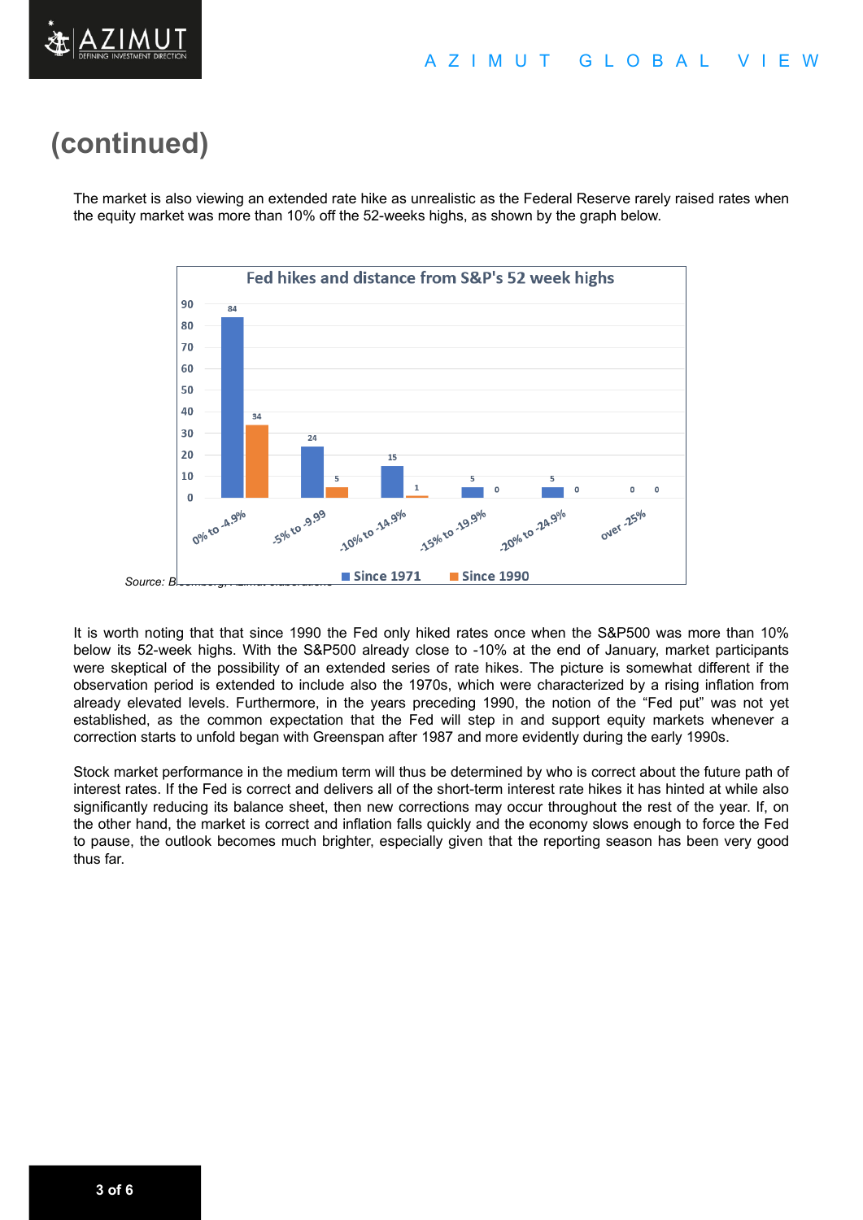# (continued)

The market is also viewing an extended rate hike as unrealistic as the Federal Reserve rarely raised rates when the equity market was more than 10% off the 52-weeks highs, as shown by the graph below.

**Fed hikes and distance from S&P's 52 week highs**

| Distance from 52 week highs | Since 1971 | Since 1990 |
|---|---|---|
| 0% to -4.9% | 84 | 34 |
| -5% to -9.99 | 24 | 5 |
| -10% to -14.9% | 15 | 1 |
| -15% to -19.9% | 5 | 0 |
| -20% to -24.9% | 5 | 0 |
| over -25% | 0 | 0 |

*Source: Bloomberg, Azimut elaborations*

It is worth noting that that since 1990 the Fed only hiked rates once when the S&P500 was more than 10% below its 52-week highs. With the S&P500 already close to -10% at the end of January, market participants were skeptical of the possibility of an extended series of rate hikes. The picture is somewhat different if the observation period is extended to include also the 1970s, which were characterized by a rising inflation from already elevated levels. Furthermore, in the years preceding 1990, the notion of the "Fed put" was not yet established, as the common expectation that the Fed will step in and support equity markets whenever a correction starts to unfold began with Greenspan after 1987 and more evidently during the early 1990s.

Stock market performance in the medium term will thus be determined by who is correct about the future path of interest rates. If the Fed is correct and delivers all of the short-term interest rate hikes it has hinted at while also significantly reducing its balance sheet, then new corrections may occur throughout the rest of the year. If, on the other hand, the market is correct and inflation falls quickly and the economy slows enough to force the Fed to pause, the outlook becomes much brighter, especially given that the reporting season has been very good thus far.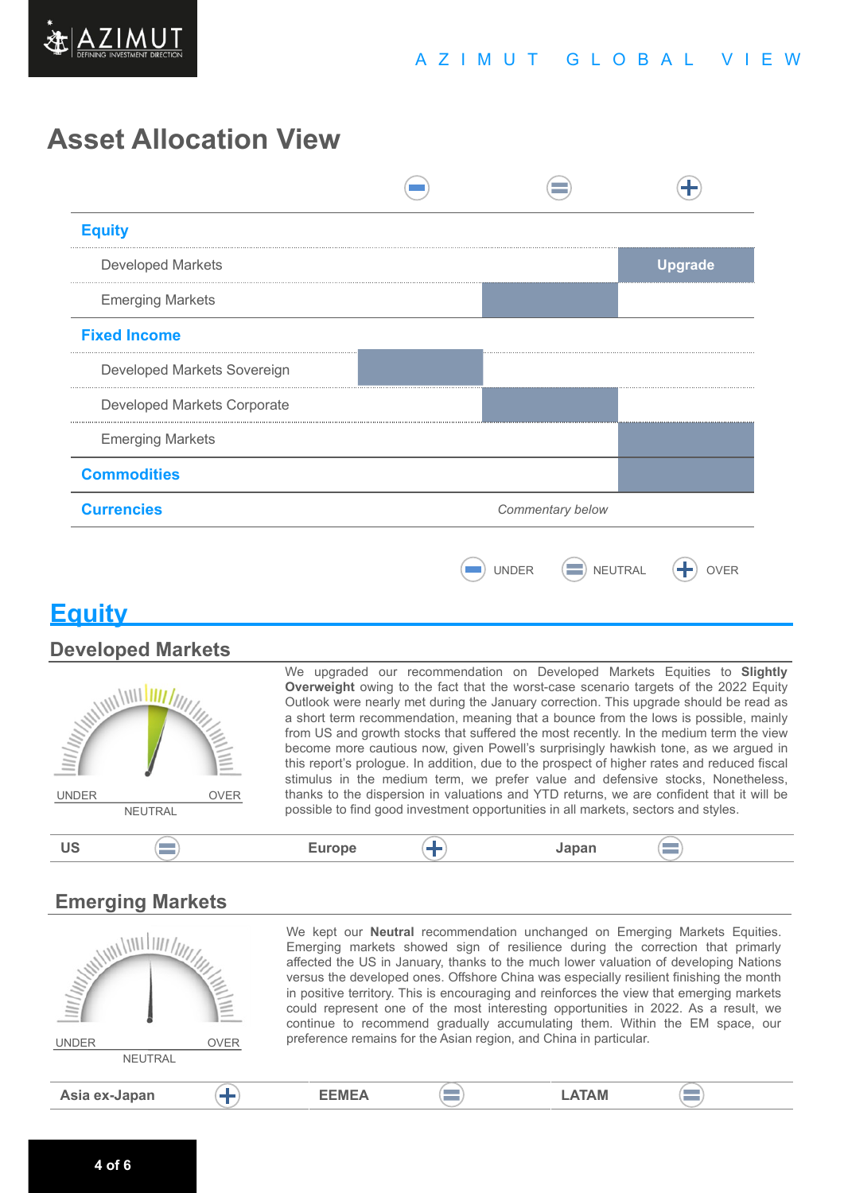## Asset Allocation View

| | − (UNDER) | = (NEUTRAL) | + (OVER) |
|---|---|---|---|
| **Equity** | | | |
| Developed Markets | | | Upgrade |
| Emerging Markets | | ■ | |
| **Fixed Income** | | | |
| Developed Markets Sovereign | ■ | | |
| Developed Markets Corporate | | ■ | |
| Emerging Markets | | | ■ |
| **Commodities** | | | ■ |
| **Currencies** | | *Commentary below* | |

UNDER NEUTRAL OVER

# Equity

## Developed Markets

UNDER OVER
NEUTRAL

We upgraded our recommendation on Developed Markets Equities to **Slightly Overweight** owing to the fact that the worst-case scenario targets of the 2022 Equity Outlook were nearly met during the January correction. This upgrade should be read as a short term recommendation, meaning that a bounce from the lows is possible, mainly from US and growth stocks that suffered the most recently. In the medium term the view become more cautious now, given Powell's surprisingly hawkish tone, as we argued in this report's prologue. In addition, due to the prospect of higher rates and reduced fiscal stimulus in the medium term, we prefer value and defensive stocks, Nonetheless, thanks to the dispersion in valuations and YTD returns, we are confident that it will be possible to find good investment opportunities in all markets, sectors and styles.

| US | Europe | Japan |
|---|---|---|
| = | + | = |

## Emerging Markets

UNDER OVER
NEUTRAL

We kept our **Neutral** recommendation unchanged on Emerging Markets Equities. Emerging markets showed sign of resilience during the correction that primarly affected the US in January, thanks to the much lower valuation of developing Nations versus the developed ones. Offshore China was especially resilient finishing the month in positive territory. This is encouraging and reinforces the view that emerging markets could represent one of the most interesting opportunities in 2022. As a result, we continue to recommend gradually accumulating them. Within the EM space, our preference remains for the Asian region, and China in particular.

| Asia ex-Japan | EEMEA | LATAM |
|---|---|---|
| + | = | = |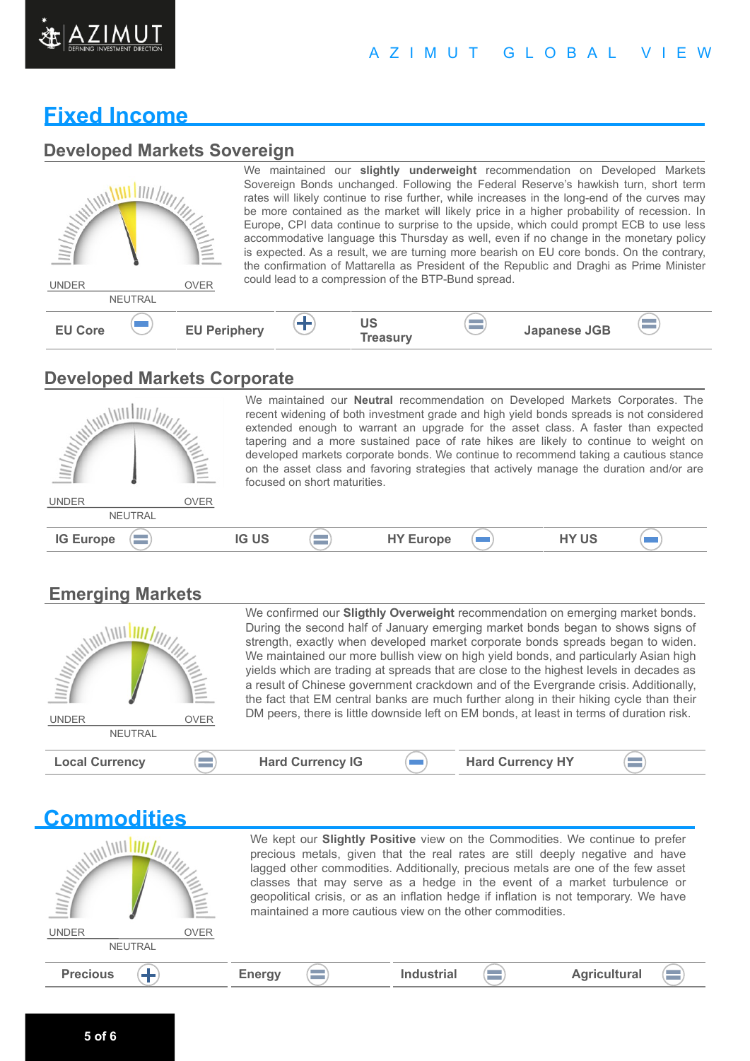# Fixed Income

## Developed Markets Sovereign

UNDER NEUTRAL OVER

We maintained our **slightly underweight** recommendation on Developed Markets Sovereign Bonds unchanged. Following the Federal Reserve's hawkish turn, short term rates will likely continue to rise further, while increases in the long-end of the curves may be more contained as the market will likely price in a higher probability of recession. In Europe, CPI data continue to surprise to the upside, which could prompt ECB to use less accommodative language this Thursday as well, even if no change in the monetary policy is expected. As a result, we are turning more bearish on EU core bonds. On the contrary, the confirmation of Mattarella as President of the Republic and Draghi as Prime Minister could lead to a compression of the BTP-Bund spread.

| EU Core | EU Periphery | US Treasury | Japanese JGB |
|---|---|---|---|
| − | + | = | = |

## Developed Markets Corporate

UNDER NEUTRAL OVER

We maintained our **Neutral** recommendation on Developed Markets Corporates. The recent widening of both investment grade and high yield bonds spreads is not considered extended enough to warrant an upgrade for the asset class. A faster than expected tapering and a more sustained pace of rate hikes are likely to continue to weight on developed markets corporate bonds. We continue to recommend taking a cautious stance on the asset class and favoring strategies that actively manage the duration and/or are focused on short maturities.

| IG Europe | IG US | HY Europe | HY US |
|---|---|---|---|
| = | = | − | − |

## Emerging Markets

UNDER NEUTRAL OVER

We confirmed our **Sligthly Overweight** recommendation on emerging market bonds. During the second half of January emerging market bonds began to shows signs of strength, exactly when developed market corporate bonds spreads began to widen. We maintained our more bullish view on high yield bonds, and particularly Asian high yields which are trading at spreads that are close to the highest levels in decades as a result of Chinese government crackdown and of the Evergrande crisis. Additionally, the fact that EM central banks are much further along in their hiking cycle than their DM peers, there is little downside left on EM bonds, at least in terms of duration risk.

| Local Currency | Hard Currency IG | Hard Currency HY |
|---|---|---|
| = | − | = |

# Commodities

UNDER NEUTRAL OVER

We kept our **Slightly Positive** view on the Commodities. We continue to prefer precious metals, given that the real rates are still deeply negative and have lagged other commodities. Additionally, precious metals are one of the few asset classes that may serve as a hedge in the event of a market turbulence or geopolitical crisis, or as an inflation hedge if inflation is not temporary. We have maintained a more cautious view on the other commodities.

| Precious | Energy | Industrial | Agricultural |
|---|---|---|---|
| + | = | = | = |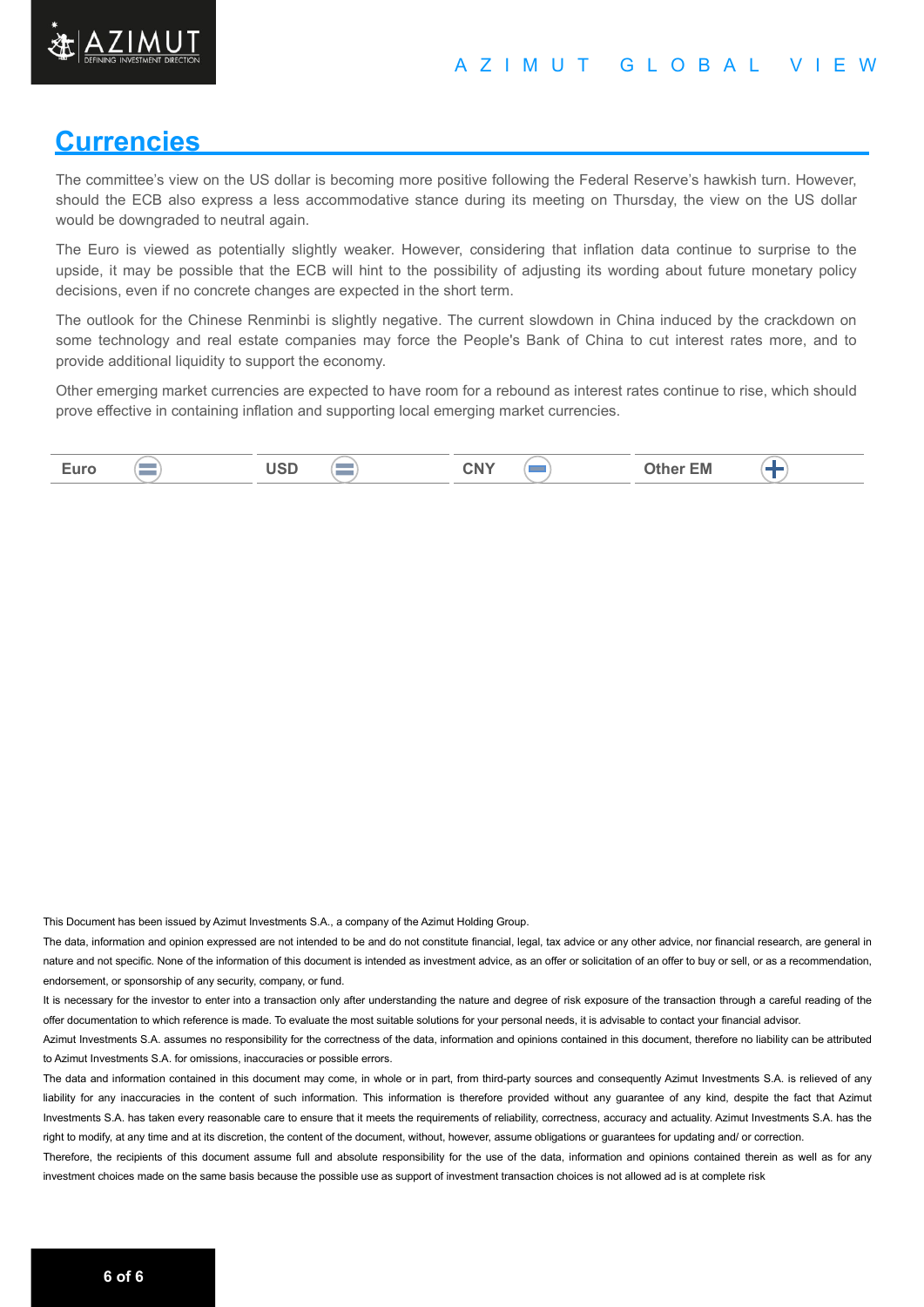# Currencies

The committee's view on the US dollar is becoming more positive following the Federal Reserve's hawkish turn. However, should the ECB also express a less accommodative stance during its meeting on Thursday, the view on the US dollar would be downgraded to neutral again.

The Euro is viewed as potentially slightly weaker. However, considering that inflation data continue to surprise to the upside, it may be possible that the ECB will hint to the possibility of adjusting its wording about future monetary policy decisions, even if no concrete changes are expected in the short term.

The outlook for the Chinese Renminbi is slightly negative. The current slowdown in China induced by the crackdown on some technology and real estate companies may force the People's Bank of China to cut interest rates more, and to provide additional liquidity to support the economy.

Other emerging market currencies are expected to have room for a rebound as interest rates continue to rise, which should prove effective in containing inflation and supporting local emerging market currencies.

| | | | | | | | |
|---|---|---|---|---|---|---|---|
| **Euro** | = | **USD** | = | **CNY** | − | **Other EM** | + |

This Document has been issued by Azimut Investments S.A., a company of the Azimut Holding Group.

The data, information and opinion expressed are not intended to be and do not constitute financial, legal, tax advice or any other advice, nor financial research, are general in nature and not specific. None of the information of this document is intended as investment advice, as an offer or solicitation of an offer to buy or sell, or as a recommendation, endorsement, or sponsorship of any security, company, or fund.

It is necessary for the investor to enter into a transaction only after understanding the nature and degree of risk exposure of the transaction through a careful reading of the offer documentation to which reference is made. To evaluate the most suitable solutions for your personal needs, it is advisable to contact your financial advisor.

Azimut Investments S.A. assumes no responsibility for the correctness of the data, information and opinions contained in this document, therefore no liability can be attributed to Azimut Investments S.A. for omissions, inaccuracies or possible errors.

The data and information contained in this document may come, in whole or in part, from third-party sources and consequently Azimut Investments S.A. is relieved of any liability for any inaccuracies in the content of such information. This information is therefore provided without any guarantee of any kind, despite the fact that Azimut Investments S.A. has taken every reasonable care to ensure that it meets the requirements of reliability, correctness, accuracy and actuality. Azimut Investments S.A. has the right to modify, at any time and at its discretion, the content of the document, without, however, assume obligations or guarantees for updating and/ or correction.

Therefore, the recipients of this document assume full and absolute responsibility for the use of the data, information and opinions contained therein as well as for any investment choices made on the same basis because the possible use as support of investment transaction choices is not allowed ad is at complete risk